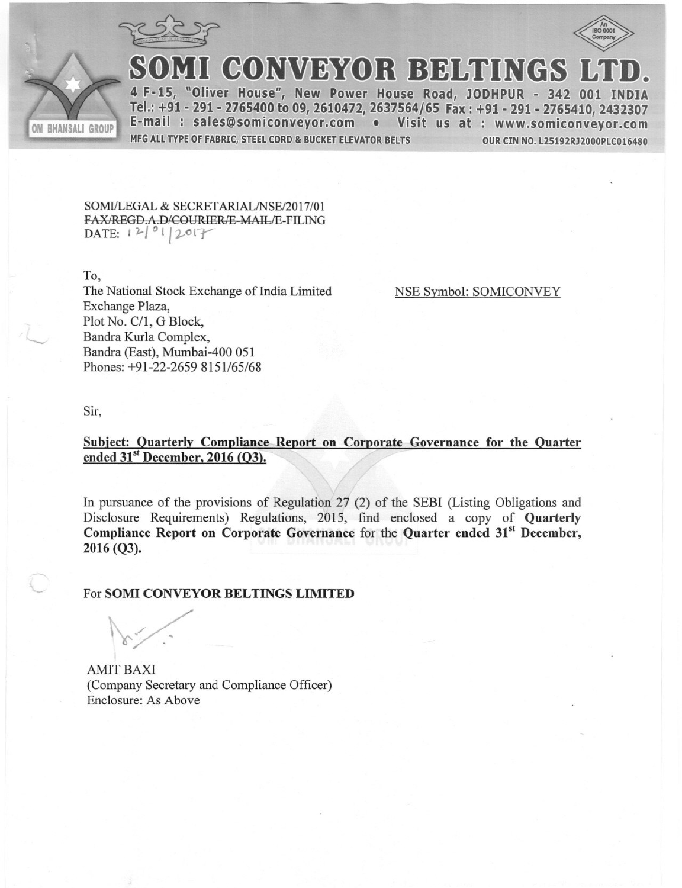# SOMI CONVEYOR BELTINGS LTD.

4 F-15, "Oliver House", New Power House Road, JODHPUR - 342 001 INDIA
Tel.: +91 - 291 - 2765400 to 09, 2610472, 2637564/65 Fax : +91 - 291 - 2765410, 2432307
E-mail : sales@somiconveyor.com • Visit us at : www.somiconveyor.com
MFG ALL TYPE OF FABRIC, STEEL CORD & BUCKET ELEVATOR BELTS
OUR CIN NO. L25192RJ2000PLC016480

OM BHANSALI GROUP

An ISO 9001 Company

SOMI/LEGAL & SECRETARIAL/NSE/2017/01
~~FAX/REGD.A.D/COURIER/E-MAIL~~/E-FILING
DATE: 12/01/2017

To,
The National Stock Exchange of India Limited
Exchange Plaza,
Plot No. C/1, G Block,
Bandra Kurla Complex,
Bandra (East), Mumbai-400 051
Phones: +91-22-2659 8151/65/68

NSE Symbol: SOMICONVEY

Sir,

**Subject: Quarterly Compliance Report on Corporate Governance for the Quarter ended 31st December, 2016 (Q3).**

In pursuance of the provisions of Regulation 27 (2) of the SEBI (Listing Obligations and Disclosure Requirements) Regulations, 2015, find enclosed a copy of **Quarterly Compliance Report on Corporate Governance** for the **Quarter ended 31st December, 2016 (Q3).**

For **SOMI CONVEYOR BELTINGS LIMITED**

AMIT BAXI
(Company Secretary and Compliance Officer)
Enclosure: As Above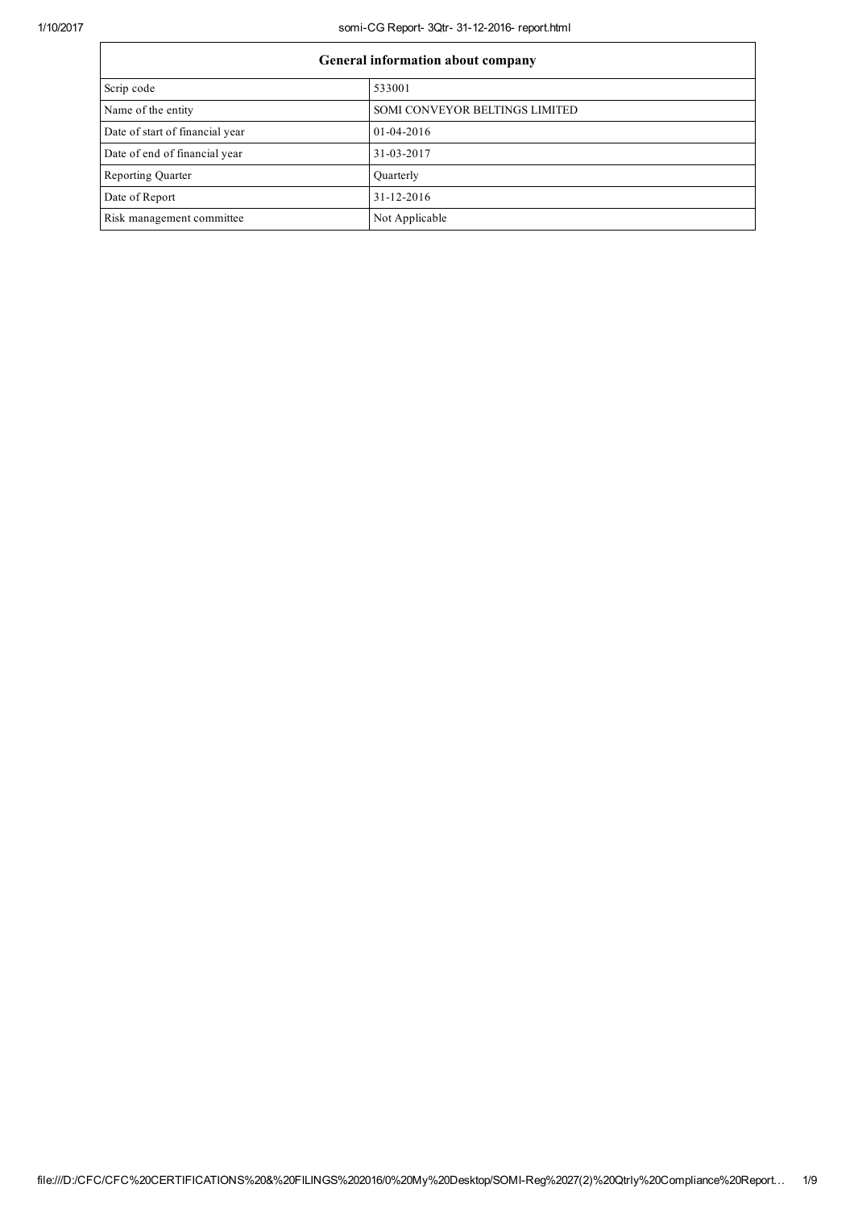| General information about company | |
|---|---|
| Scrip code | 533001 |
| Name of the entity | SOMI CONVEYOR BELTINGS LIMITED |
| Date of start of financial year | 01-04-2016 |
| Date of end of financial year | 31-03-2017 |
| Reporting Quarter | Quarterly |
| Date of Report | 31-12-2016 |
| Risk management committee | Not Applicable |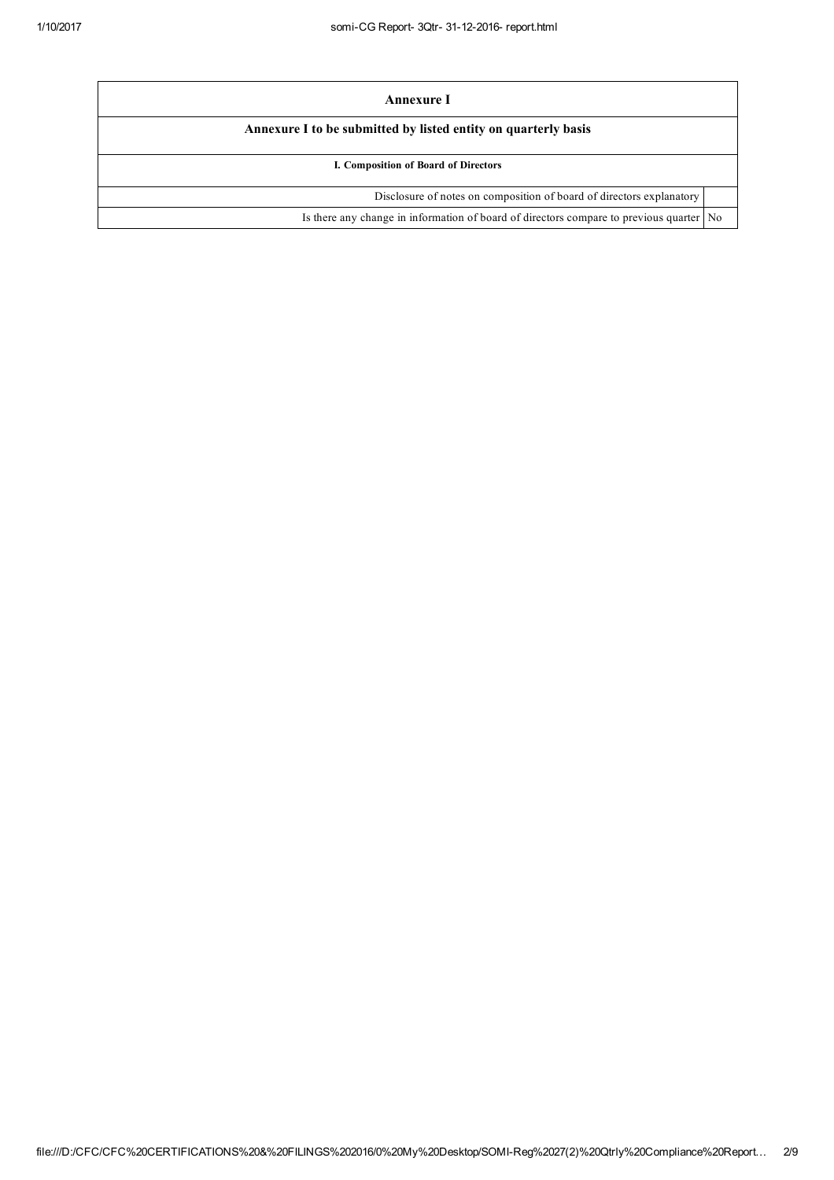| Annexure I | |
|---|---|
| **Annexure I to be submitted by listed entity on quarterly basis** | |
| **I. Composition of Board of Directors** | |
| Disclosure of notes on composition of board of directors explanatory | |
| Is there any change in information of board of directors compare to previous quarter | No |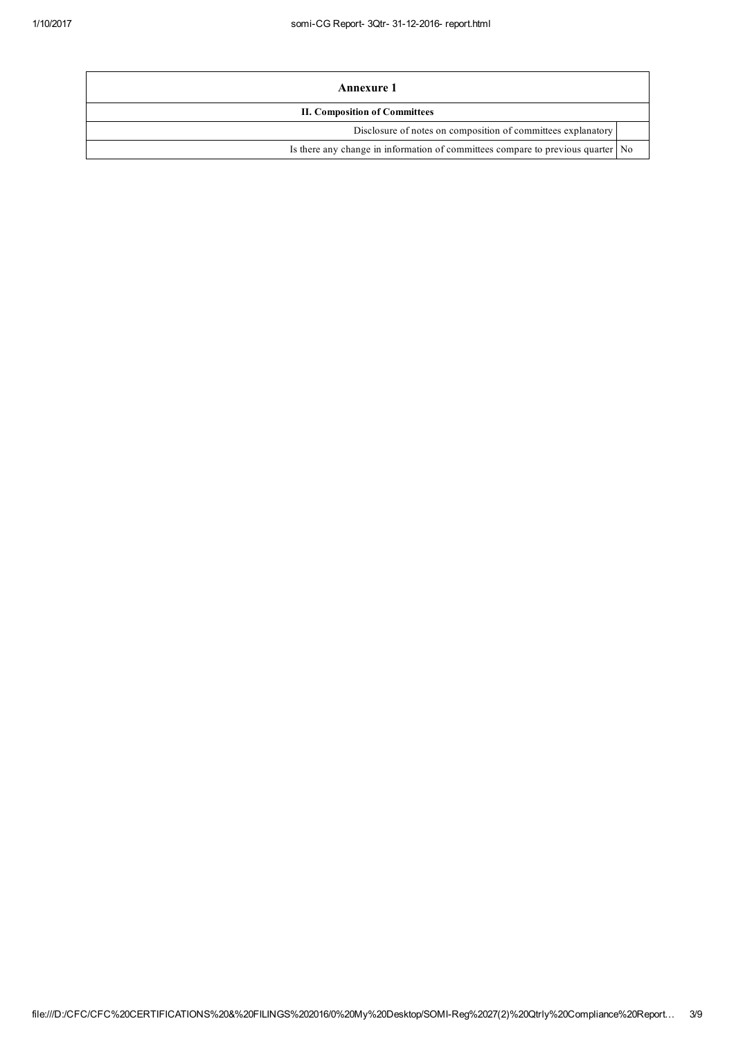| Annexure 1 | |
|---|---|
| **II. Composition of Committees** | |
| Disclosure of notes on composition of committees explanatory | |
| Is there any change in information of committees compare to previous quarter | No |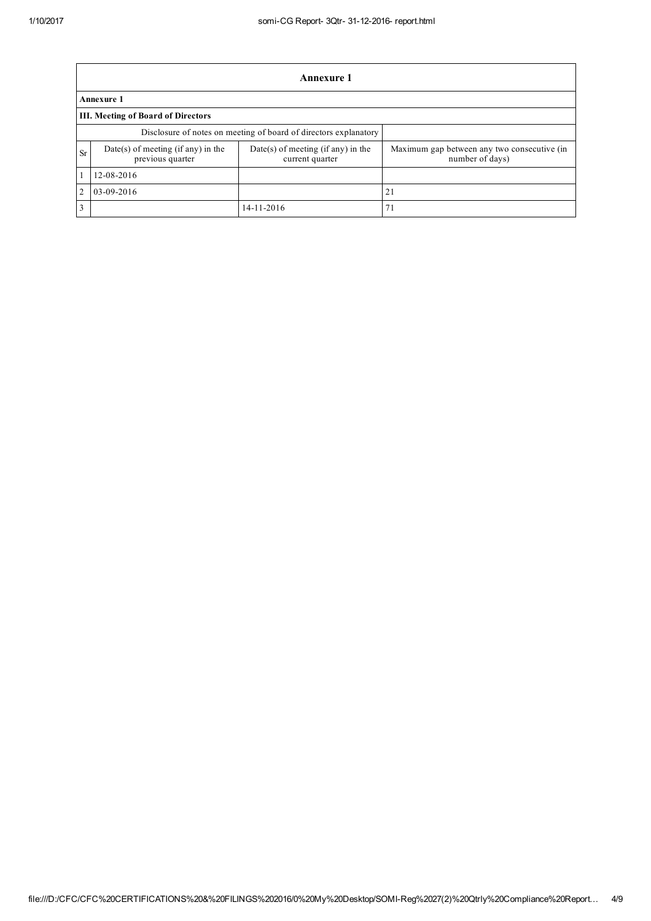| Annexure 1 | | | |
|---|---|---|---|
| **Annexure 1** | | | |
| **III. Meeting of Board of Directors** | | | |
| Disclosure of notes on meeting of board of directors explanatory | | | |
| Sr | Date(s) of meeting (if any) in the previous quarter | Date(s) of meeting (if any) in the current quarter | Maximum gap between any two consecutive (in number of days) |
| 1 | 12-08-2016 | | |
| 2 | 03-09-2016 | | 21 |
| 3 | | 14-11-2016 | 71 |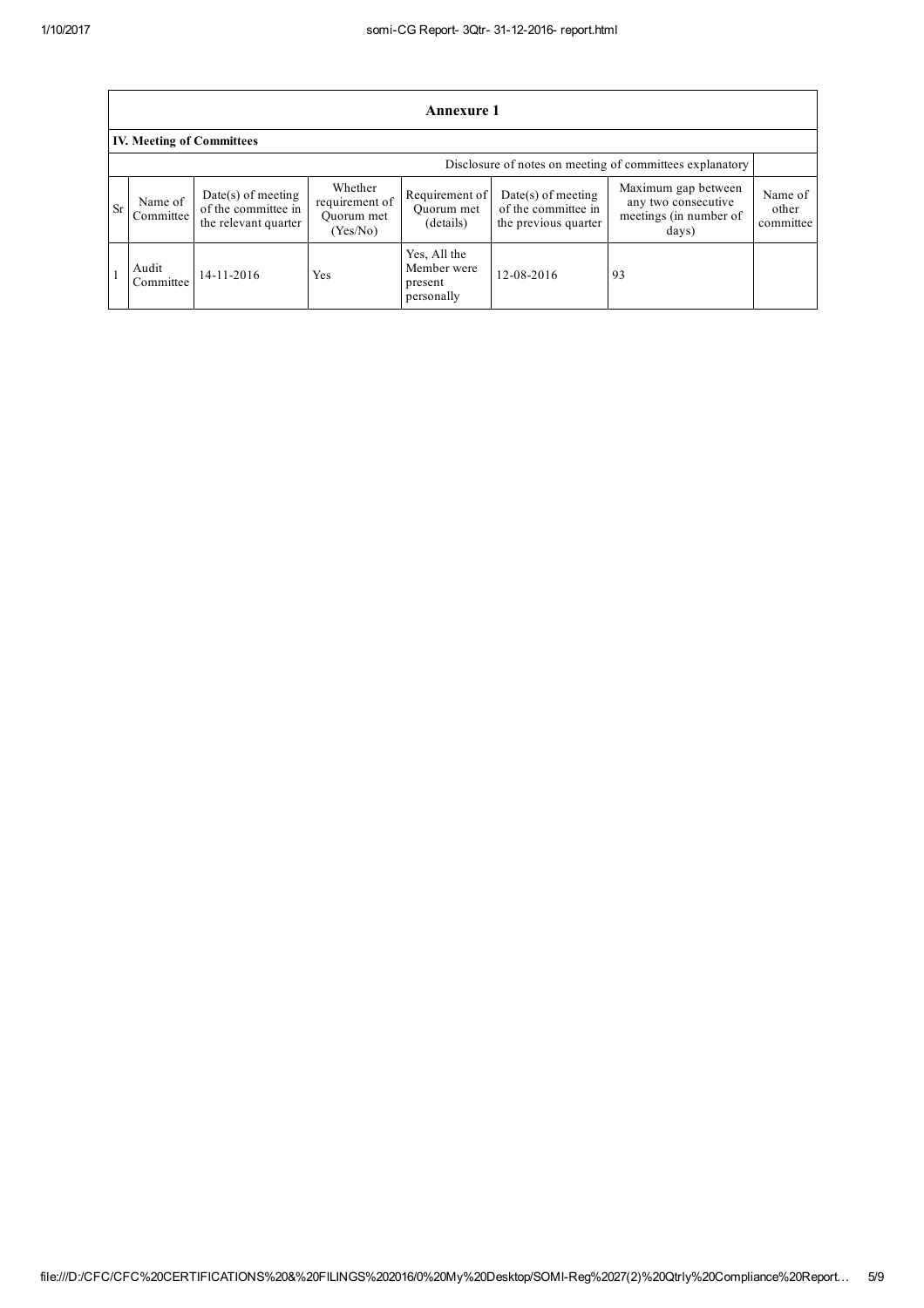## Annexure 1

### IV. Meeting of Committees

Disclosure of notes on meeting of committees explanatory

| Sr | Name of Committee | Date(s) of meeting of the committee in the relevant quarter | Whether requirement of Quorum met (Yes/No) | Requirement of Quorum met (details) | Date(s) of meeting of the committee in the previous quarter | Maximum gap between any two consecutive meetings (in number of days) | Name of other committee |
|---|---|---|---|---|---|---|---|
| 1 | Audit Committee | 14-11-2016 | Yes | Yes, All the Member were present personally | 12-08-2016 | 93 | |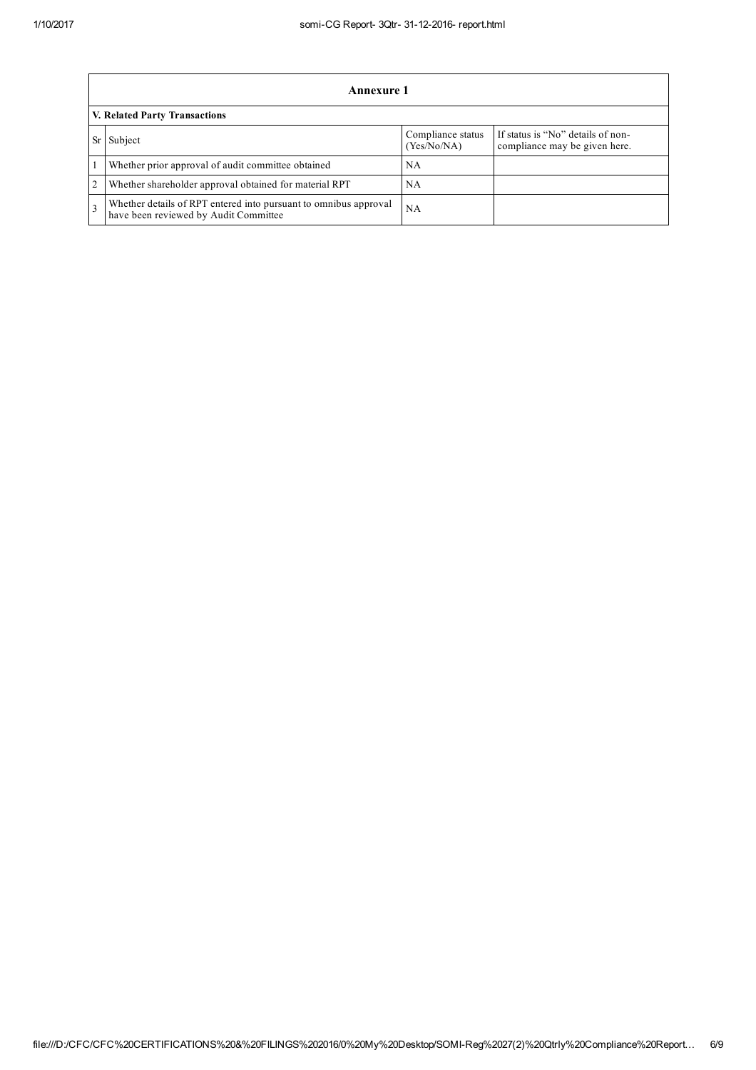## Annexure 1

### V. Related Party Transactions

| Sr | Subject | Compliance status (Yes/No/NA) | If status is "No" details of non-compliance may be given here. |
|---|---|---|---|
| 1 | Whether prior approval of audit committee obtained | NA | |
| 2 | Whether shareholder approval obtained for material RPT | NA | |
| 3 | Whether details of RPT entered into pursuant to omnibus approval have been reviewed by Audit Committee | NA | |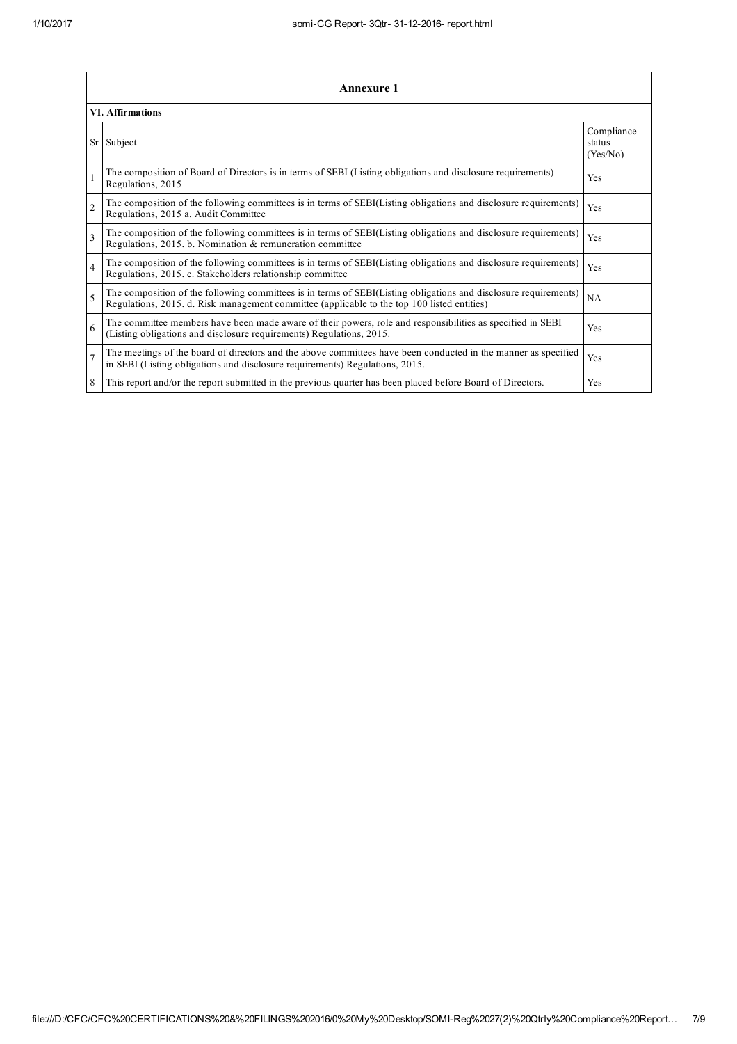## Annexure 1

### VI. Affirmations

| Sr | Subject | Compliance status (Yes/No) |
|---|---|---|
| 1 | The composition of Board of Directors is in terms of SEBI (Listing obligations and disclosure requirements) Regulations, 2015 | Yes |
| 2 | The composition of the following committees is in terms of SEBI(Listing obligations and disclosure requirements) Regulations, 2015 a. Audit Committee | Yes |
| 3 | The composition of the following committees is in terms of SEBI(Listing obligations and disclosure requirements) Regulations, 2015. b. Nomination & remuneration committee | Yes |
| 4 | The composition of the following committees is in terms of SEBI(Listing obligations and disclosure requirements) Regulations, 2015. c. Stakeholders relationship committee | Yes |
| 5 | The composition of the following committees is in terms of SEBI(Listing obligations and disclosure requirements) Regulations, 2015. d. Risk management committee (applicable to the top 100 listed entities) | NA |
| 6 | The committee members have been made aware of their powers, role and responsibilities as specified in SEBI (Listing obligations and disclosure requirements) Regulations, 2015. | Yes |
| 7 | The meetings of the board of directors and the above committees have been conducted in the manner as specified in SEBI (Listing obligations and disclosure requirements) Regulations, 2015. | Yes |
| 8 | This report and/or the report submitted in the previous quarter has been placed before Board of Directors. | Yes |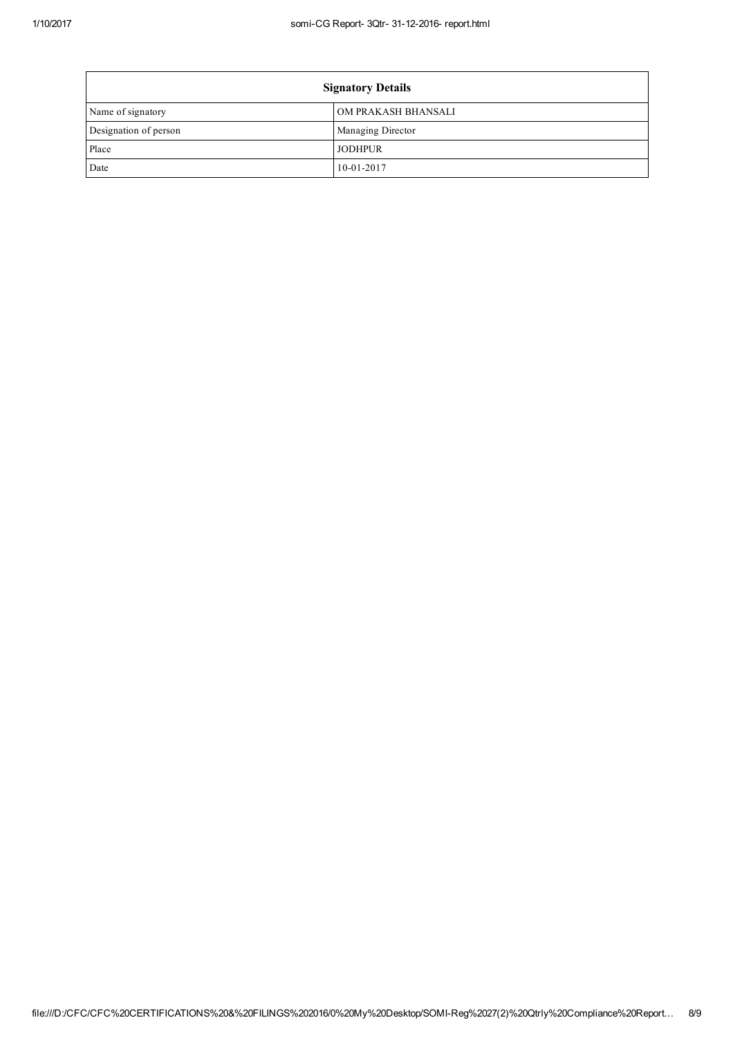| Signatory Details | |
|---|---|
| Name of signatory | OM PRAKASH BHANSALI |
| Designation of person | Managing Director |
| Place | JODHPUR |
| Date | 10-01-2017 |